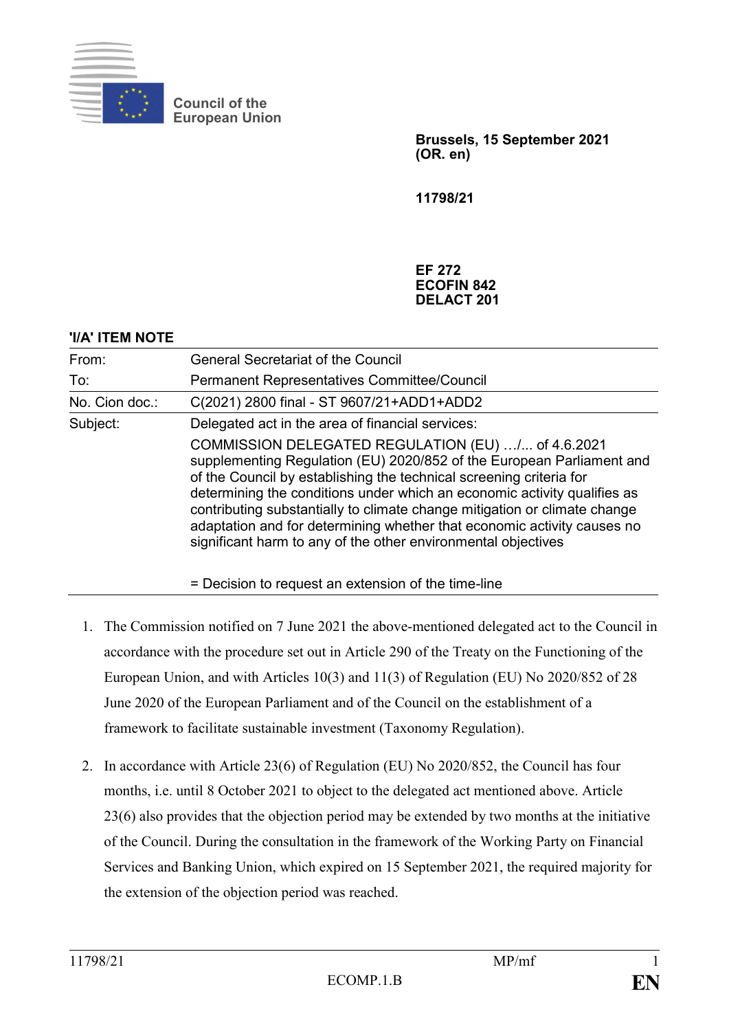Council of the European Union

**Brussels, 15 September 2021**
**(OR. en)**

**11798/21**

**EF 272**
**ECOFIN 842**
**DELACT 201**

**'I/A' ITEM NOTE**

| | |
|---|---|
| From: | General Secretariat of the Council |
| To: | Permanent Representatives Committee/Council |
| No. Cion doc.: | C(2021) 2800 final - ST 9607/21+ADD1+ADD2 |
| Subject: | Delegated act in the area of financial services: COMMISSION DELEGATED REGULATION (EU) …/... of 4.6.2021 supplementing Regulation (EU) 2020/852 of the European Parliament and of the Council by establishing the technical screening criteria for determining the conditions under which an economic activity qualifies as contributing substantially to climate change mitigation or climate change adaptation and for determining whether that economic activity causes no significant harm to any of the other environmental objectives<br><br>= Decision to request an extension of the time-line |

1. The Commission notified on 7 June 2021 the above-mentioned delegated act to the Council in accordance with the procedure set out in Article 290 of the Treaty on the Functioning of the European Union, and with Articles 10(3) and 11(3) of Regulation (EU) No 2020/852 of 28 June 2020 of the European Parliament and of the Council on the establishment of a framework to facilitate sustainable investment (Taxonomy Regulation).

2. In accordance with Article 23(6) of Regulation (EU) No 2020/852, the Council has four months, i.e. until 8 October 2021 to object to the delegated act mentioned above. Article 23(6) also provides that the objection period may be extended by two months at the initiative of the Council. During the consultation in the framework of the Working Party on Financial Services and Banking Union, which expired on 15 September 2021, the required majority for the extension of the objection period was reached.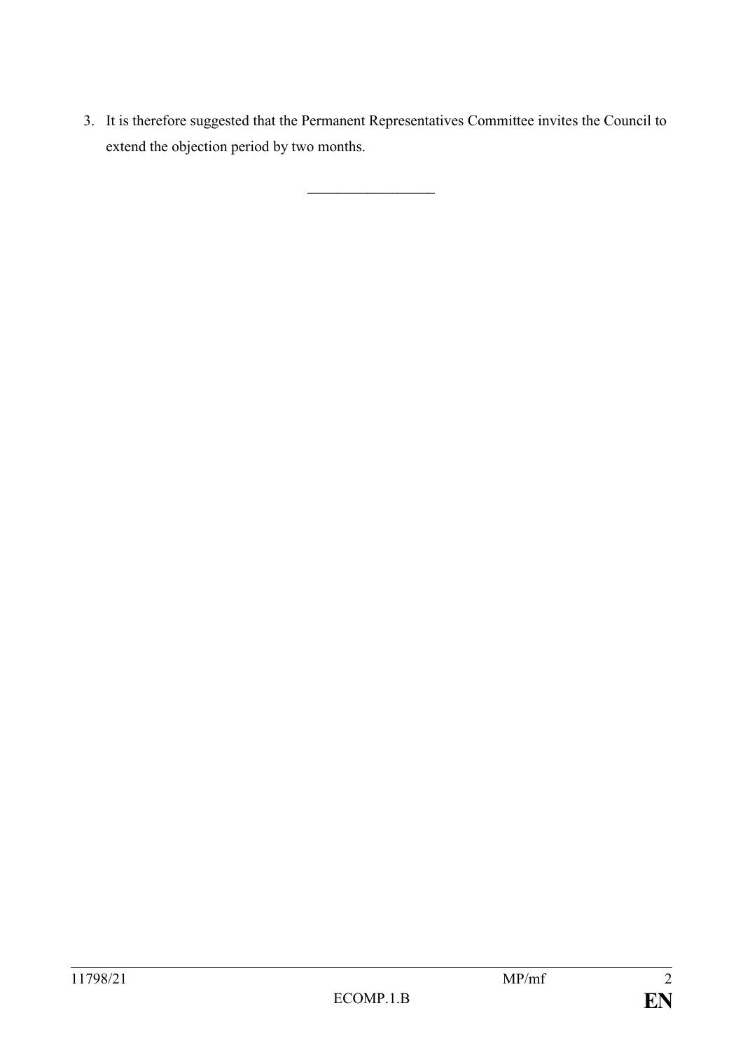3. It is therefore suggested that the Permanent Representatives Committee invites the Council to extend the objection period by two months.

---